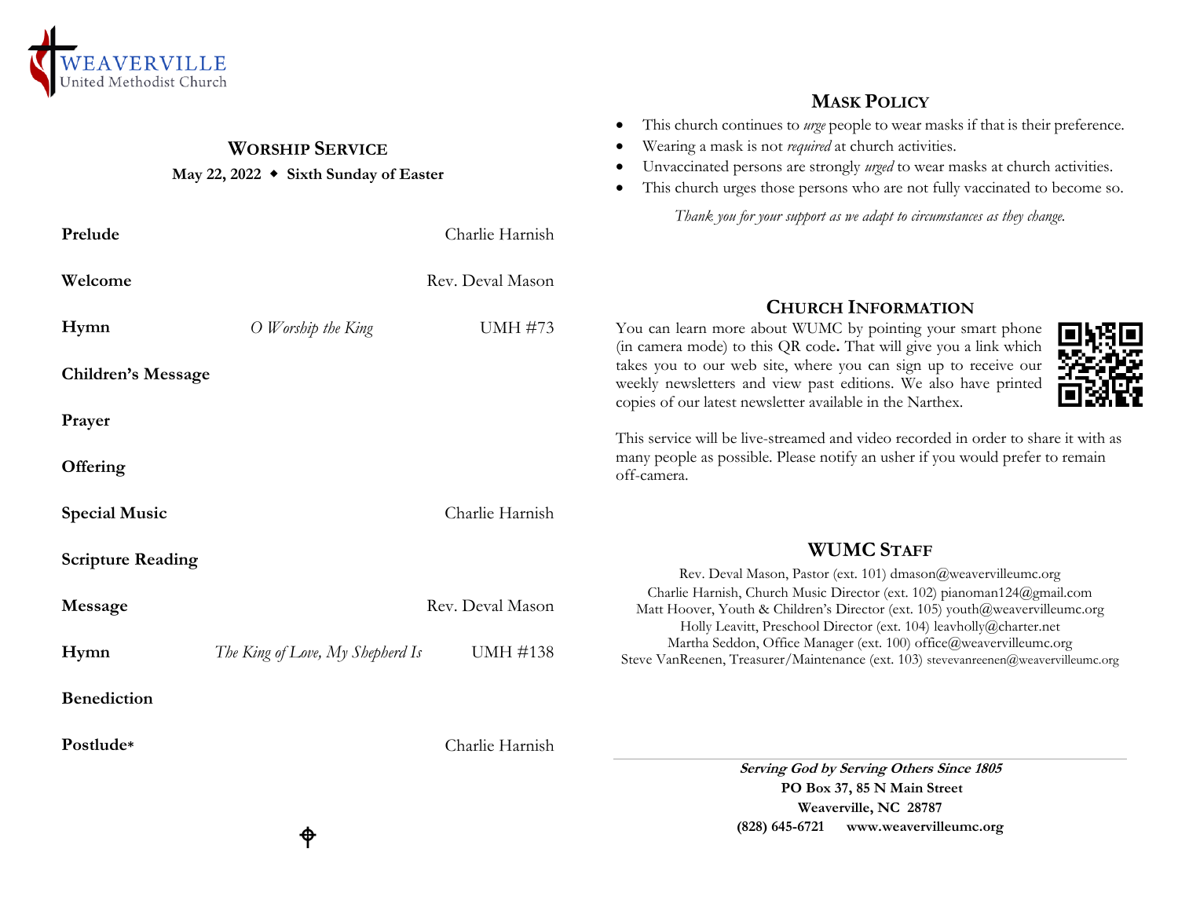WEAVERVILLE
United Methodist Church

## Worship Service

**May 22, 2022 ◆ Sixth Sunday of Easter**

| | | |
|---|---|---|
| **Prelude** | | Charlie Harnish |
| **Welcome** | | Rev. Deval Mason |
| **Hymn** | *O Worship the King* | UMH #73 |
| **Children's Message** | | |
| **Prayer** | | |
| **Offering** | | |
| **Special Music** | | Charlie Harnish |
| **Scripture Reading** | | |
| **Message** | | Rev. Deval Mason |
| **Hymn** | *The King of Love, My Shepherd Is* | UMH #138 |
| **Benediction** | | |
| **Postlude*** | | Charlie Harnish |

## Mask Policy

- This church continues to *urge* people to wear masks if that is their preference.
- Wearing a mask is not *required* at church activities.
- Unvaccinated persons are strongly *urged* to wear masks at church activities.
- This church urges those persons who are not fully vaccinated to become so.

*Thank you for your support as we adapt to circumstances as they change.*

## Church Information

You can learn more about WUMC by pointing your smart phone (in camera mode) to this QR code. That will give you a link which takes you to our web site, where you can sign up to receive our weekly newsletters and view past editions. We also have printed copies of our latest newsletter available in the Narthex.

This service will be live-streamed and video recorded in order to share it with as many people as possible. Please notify an usher if you would prefer to remain off-camera.

## WUMC Staff

Rev. Deval Mason, Pastor (ext. 101) dmason@weavervilleumc.org
Charlie Harnish, Church Music Director (ext. 102) pianoman124@gmail.com
Matt Hoover, Youth & Children's Director (ext. 105) youth@weavervilleumc.org
Holly Leavitt, Preschool Director (ext. 104) leavholly@charter.net
Martha Seddon, Office Manager (ext. 100) office@weavervilleumc.org
Steve VanReenen, Treasurer/Maintenance (ext. 103) stevevanreenen@weavervilleumc.org

***Serving God by Serving Others Since 1805***
**PO Box 37, 85 N Main Street**
**Weaverville, NC 28787**
**(828) 645-6721 www.weavervilleumc.org**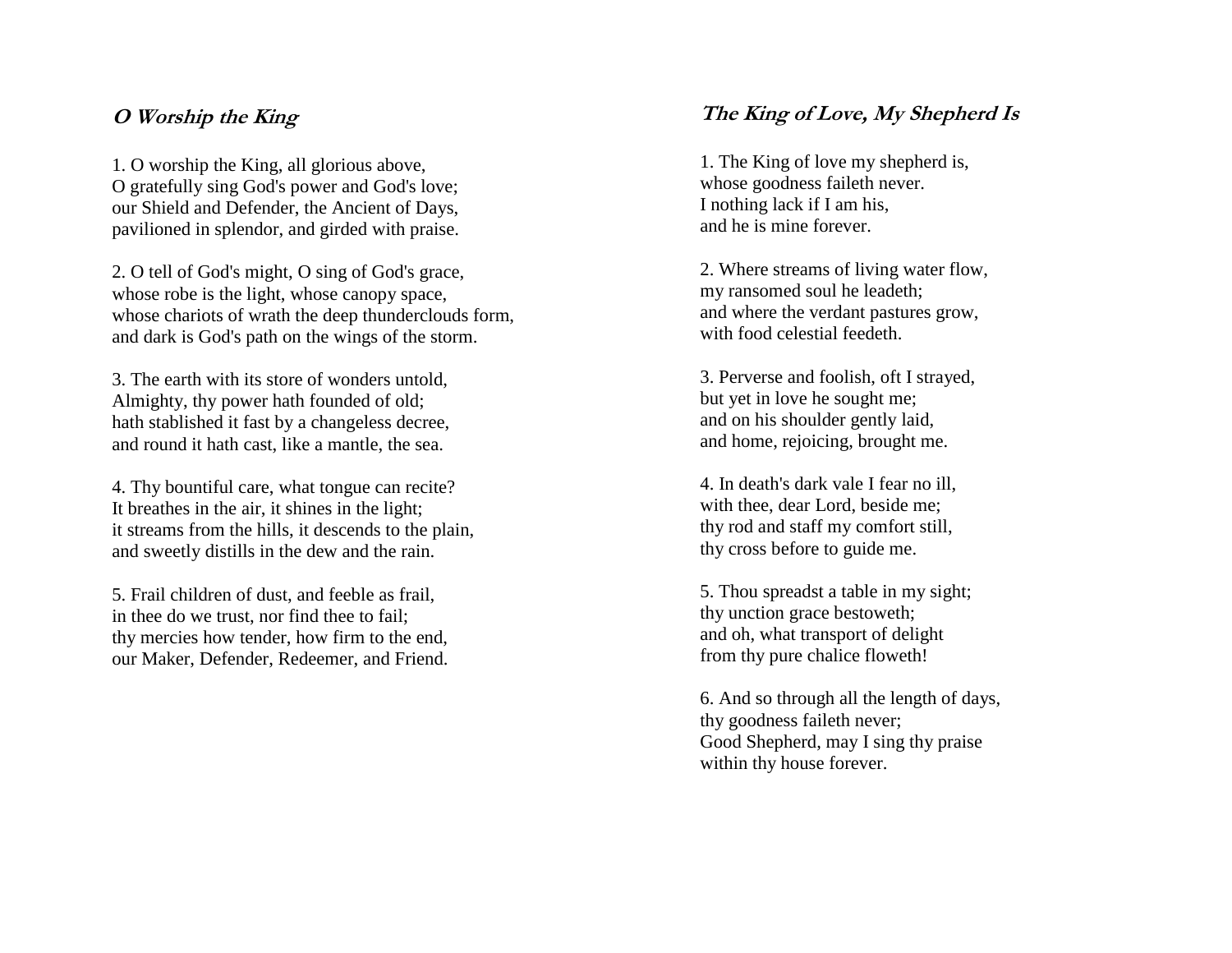## *O Worship the King*

1. O worship the King, all glorious above,
O gratefully sing God's power and God's love;
our Shield and Defender, the Ancient of Days,
pavilioned in splendor, and girded with praise.

2. O tell of God's might, O sing of God's grace,
whose robe is the light, whose canopy space,
whose chariots of wrath the deep thunderclouds form,
and dark is God's path on the wings of the storm.

3. The earth with its store of wonders untold,
Almighty, thy power hath founded of old;
hath stablished it fast by a changeless decree,
and round it hath cast, like a mantle, the sea.

4. Thy bountiful care, what tongue can recite?
It breathes in the air, it shines in the light;
it streams from the hills, it descends to the plain,
and sweetly distills in the dew and the rain.

5. Frail children of dust, and feeble as frail,
in thee do we trust, nor find thee to fail;
thy mercies how tender, how firm to the end,
our Maker, Defender, Redeemer, and Friend.

## *The King of Love, My Shepherd Is*

1. The King of love my shepherd is,
whose goodness faileth never.
I nothing lack if I am his,
and he is mine forever.

2. Where streams of living water flow,
my ransomed soul he leadeth;
and where the verdant pastures grow,
with food celestial feedeth.

3. Perverse and foolish, oft I strayed,
but yet in love he sought me;
and on his shoulder gently laid,
and home, rejoicing, brought me.

4. In death's dark vale I fear no ill,
with thee, dear Lord, beside me;
thy rod and staff my comfort still,
thy cross before to guide me.

5. Thou spreadst a table in my sight;
thy unction grace bestoweth;
and oh, what transport of delight
from thy pure chalice floweth!

6. And so through all the length of days,
thy goodness faileth never;
Good Shepherd, may I sing thy praise
within thy house forever.